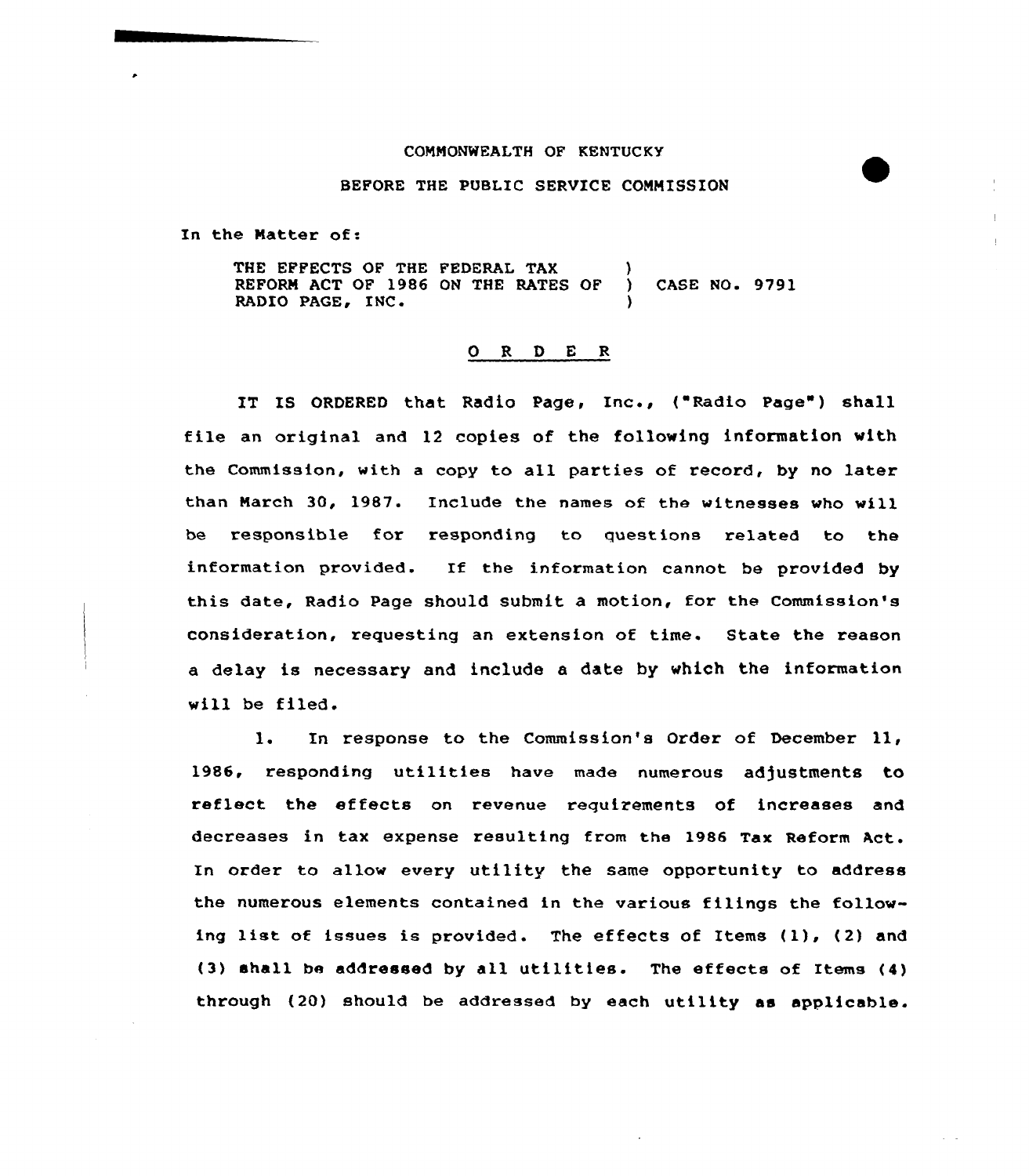COMMONWEALTH OF KENTUCKY

BEFORE THE PUBLIC SERVICE COMMISSION

In the Matter of:

THE EFFECTS OF THE FEDERAL TAX REFORM ACT OF 1986 ON THE RATES OF RADIO PAGE, INC. ) CASE NO. 9791

## O R D E R

IT IS ORDERED that Radio Page, Inc., ("Radio Page") shall file an original and 12 copies of the following information with the Commission, with a copy to all parties of record, by no later than March 30, 1987. Include the names of the witnesses who will be responsible for responding to questions related to the information provided. If the information cannot be provided by this date, Radio Page should submit a motion, for the Commission's consideration, requesting an extension of time. State the reason a delay is necessary and include a date by which the information will be filed.

1. In response to the Commission's Order of December 11, 1986, responding utilities have made numerous adjustments to reflect the effects on revenue requirements of increases and decreases in tax expense resulting from the 1986 Tax Reform Act. In order to allow every utility the same opportunity to address the numerous elements contained in the various filings the following list of issues is provided. The effects of Items (1), (2) and (3) shall be addressed by all utilities. The effects of Items (4) through (20) should be addressed by each utility as applicable.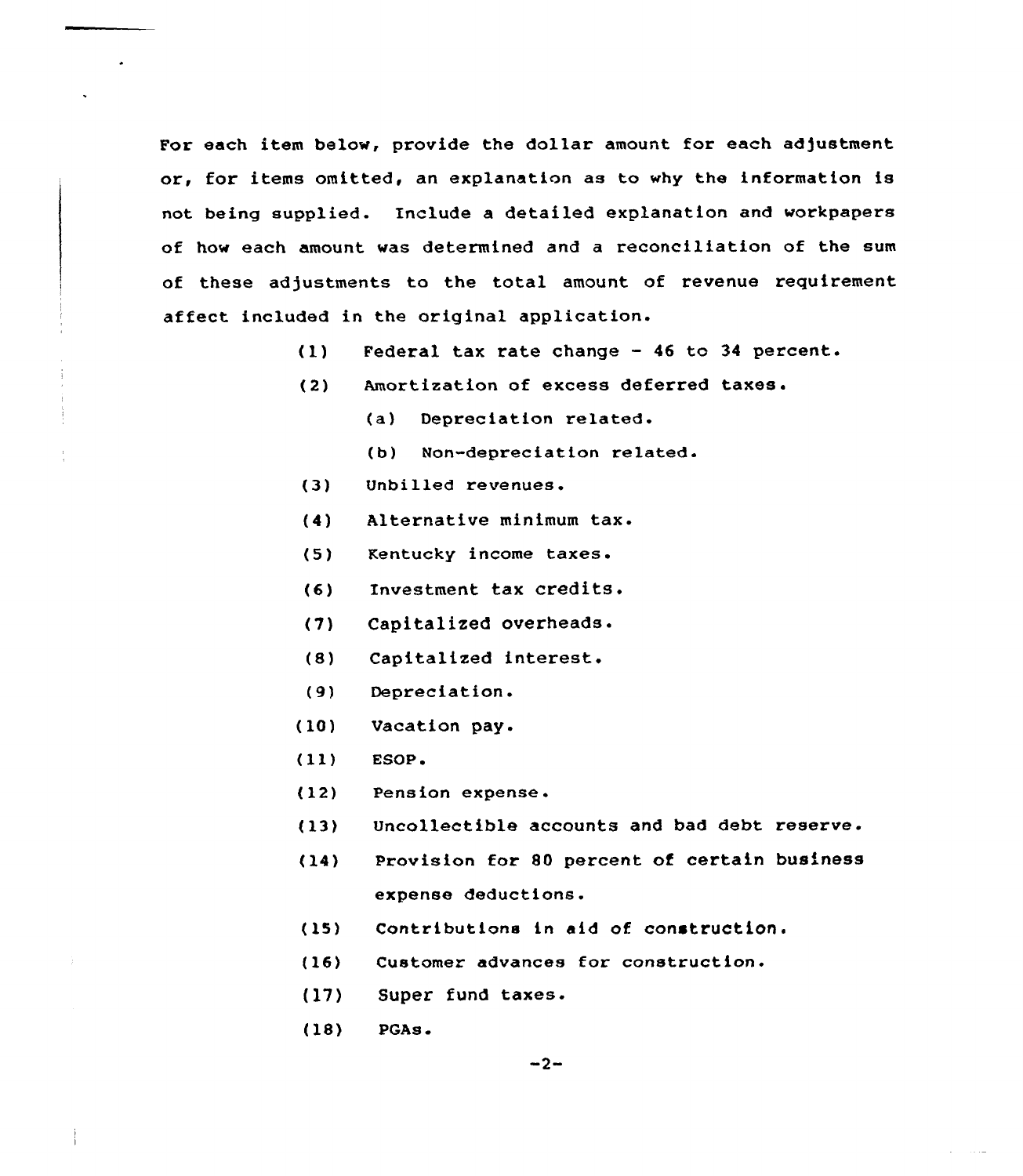For each item below, provide the dollar amount for each adjustment or, for items omitted, an explanation as to why the information is not being supplied. Include a detailed explanation and workpapers of how each amount was determined and a reconciliation of the sum of these adjustments to the total amount of revenue requirement affect included in the original application.

(1) Federal tax rate change - 46 to 34 percent.

(2) Amortization of excess deferred taxes.

  (a) Depreciation related.

  (b) Non-depreciation related.

(3) Unbilled revenues.

(4) Alternative minimum tax.

(5) Kentucky income taxes.

(6) Investment tax credits.

(7) Capitalized overheads.

(8) Capitalized interest.

(9) Depreciation.

(10) Vacation pay.

(11) ESOP.

(12) Pension expense.

(13) Uncollectible accounts and bad debt reserve.

(14) Provision for 80 percent of certain business expense deductions.

(15) Contributions in aid of construction.

(16) Customer advances for construction.

(17) Super fund taxes.

(18) PGAs.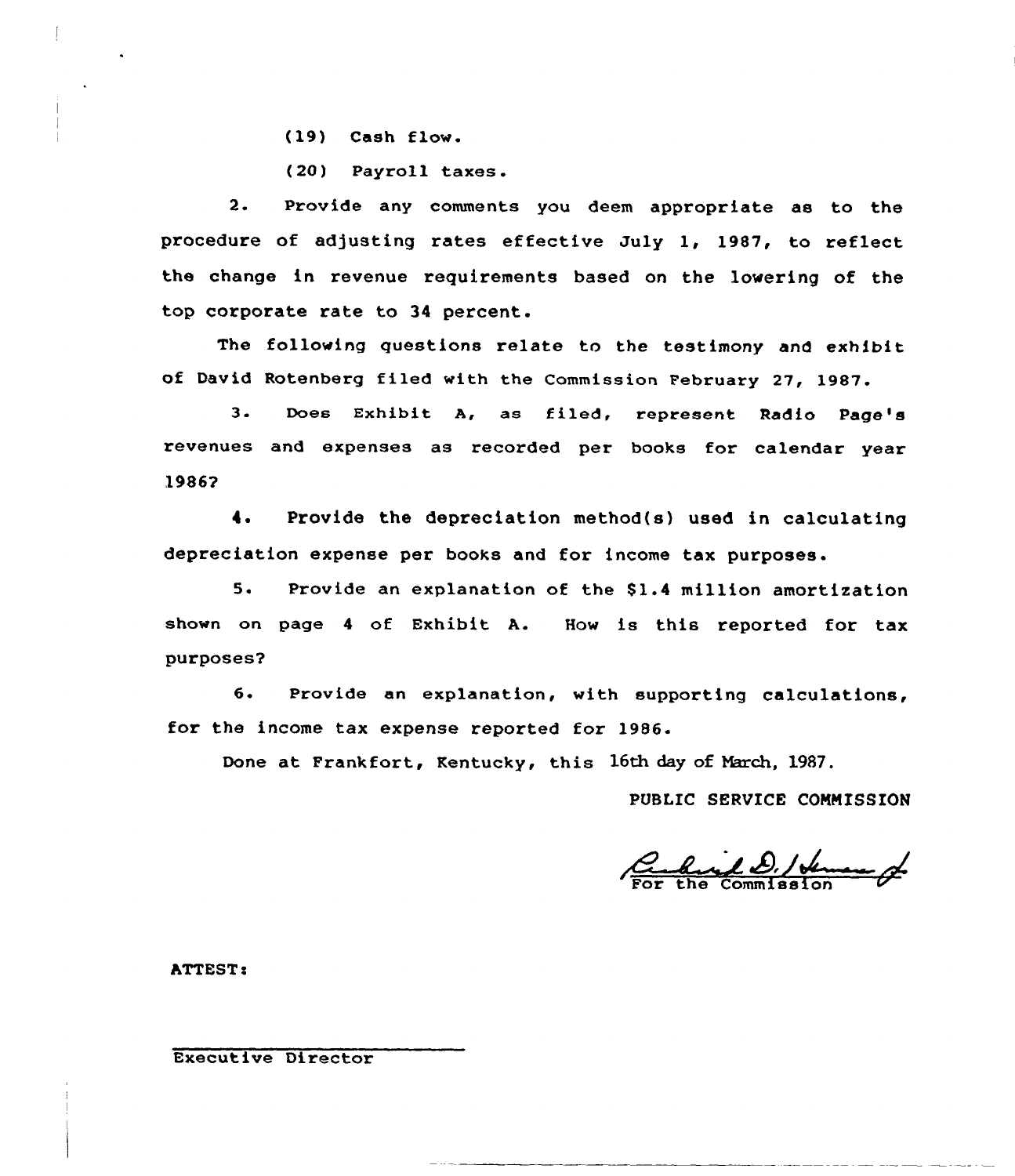(19) Cash flow.

(20) Payroll taxes.

2. Provide any comments you deem appropriate as to the procedure of adjusting rates effective July 1, 1987, to reflect the change in revenue requirements based on the lowering of the top corporate rate to 34 percent.

The following questions relate to the testimony and exhibit of David Rotenberg filed with the Commission February 27, 1987.

3. Does Exhibit A, as filed, represent Radio Page's revenues and expenses as recorded per books for calendar year 1986?

4. Provide the depreciation method(s) used in calculating depreciation expense per books and for income tax purposes.

5. Provide an explanation of the $1.4 million amortization shown on page 4 of Exhibit A. How is this reported for tax purposes?

6. Provide an explanation, with supporting calculations, for the income tax expense reported for 1986.

Done at Frankfort, Kentucky, this 16th day of March, 1987.

PUBLIC SERVICE COMMISSION

For the Commission

ATTEST:

Executive Director